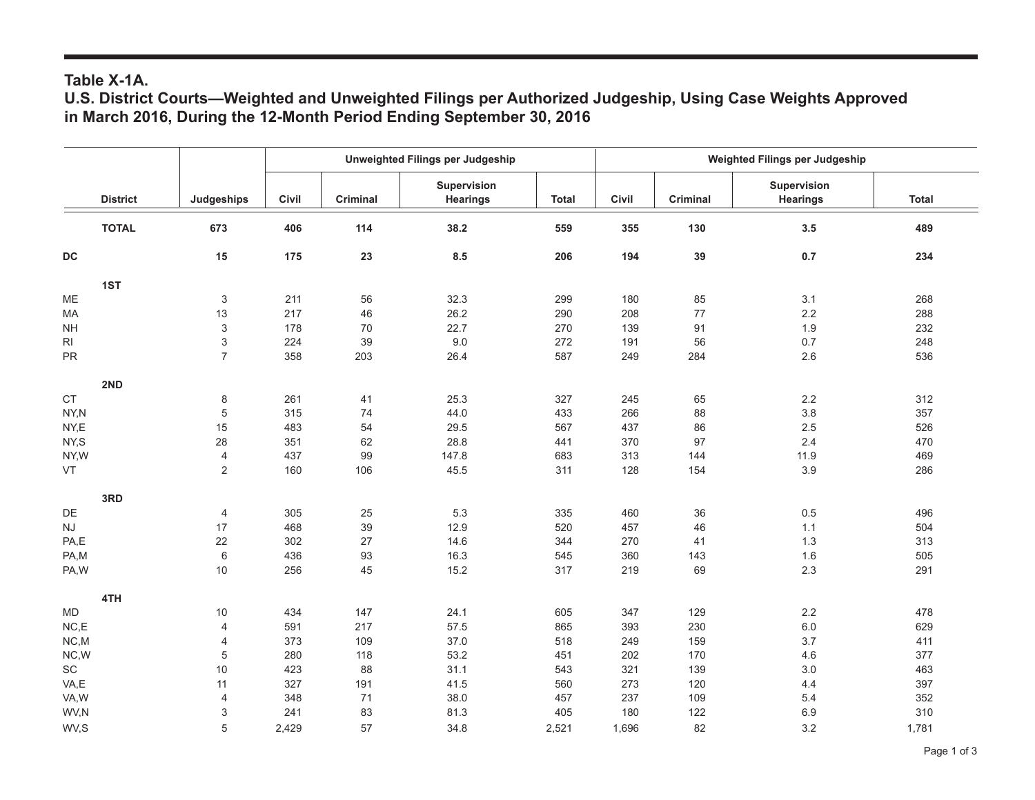## Table X-1A.

## U.S. District Courts—Weighted and Unweighted Filings per Authorized Judgeship, Using Case Weights Approved in March 2016, During the 12-Month Period Ending September 30, 2016

| District | Judgeships | Unweighted Filings per Judgeship | | | | Weighted Filings per Judgeship | | | |
|---|---|---|---|---|---|---|---|---|---|
| | | Civil | Criminal | Supervision Hearings | Total | Civil | Criminal | Supervision Hearings | Total |
| **TOTAL** | **673** | **406** | **114** | **38.2** | **559** | **355** | **130** | **3.5** | **489** |
| **DC** | **15** | **175** | **23** | **8.5** | **206** | **194** | **39** | **0.7** | **234** |
| **1ST** | | | | | | | | | |
| ME | 3 | 211 | 56 | 32.3 | 299 | 180 | 85 | 3.1 | 268 |
| MA | 13 | 217 | 46 | 26.2 | 290 | 208 | 77 | 2.2 | 288 |
| NH | 3 | 178 | 70 | 22.7 | 270 | 139 | 91 | 1.9 | 232 |
| RI | 3 | 224 | 39 | 9.0 | 272 | 191 | 56 | 0.7 | 248 |
| PR | 7 | 358 | 203 | 26.4 | 587 | 249 | 284 | 2.6 | 536 |
| **2ND** | | | | | | | | | |
| CT | 8 | 261 | 41 | 25.3 | 327 | 245 | 65 | 2.2 | 312 |
| NY,N | 5 | 315 | 74 | 44.0 | 433 | 266 | 88 | 3.8 | 357 |
| NY,E | 15 | 483 | 54 | 29.5 | 567 | 437 | 86 | 2.5 | 526 |
| NY,S | 28 | 351 | 62 | 28.8 | 441 | 370 | 97 | 2.4 | 470 |
| NY,W | 4 | 437 | 99 | 147.8 | 683 | 313 | 144 | 11.9 | 469 |
| VT | 2 | 160 | 106 | 45.5 | 311 | 128 | 154 | 3.9 | 286 |
| **3RD** | | | | | | | | | |
| DE | 4 | 305 | 25 | 5.3 | 335 | 460 | 36 | 0.5 | 496 |
| NJ | 17 | 468 | 39 | 12.9 | 520 | 457 | 46 | 1.1 | 504 |
| PA,E | 22 | 302 | 27 | 14.6 | 344 | 270 | 41 | 1.3 | 313 |
| PA,M | 6 | 436 | 93 | 16.3 | 545 | 360 | 143 | 1.6 | 505 |
| PA,W | 10 | 256 | 45 | 15.2 | 317 | 219 | 69 | 2.3 | 291 |
| **4TH** | | | | | | | | | |
| MD | 10 | 434 | 147 | 24.1 | 605 | 347 | 129 | 2.2 | 478 |
| NC,E | 4 | 591 | 217 | 57.5 | 865 | 393 | 230 | 6.0 | 629 |
| NC,M | 4 | 373 | 109 | 37.0 | 518 | 249 | 159 | 3.7 | 411 |
| NC,W | 5 | 280 | 118 | 53.2 | 451 | 202 | 170 | 4.6 | 377 |
| SC | 10 | 423 | 88 | 31.1 | 543 | 321 | 139 | 3.0 | 463 |
| VA,E | 11 | 327 | 191 | 41.5 | 560 | 273 | 120 | 4.4 | 397 |
| VA,W | 4 | 348 | 71 | 38.0 | 457 | 237 | 109 | 5.4 | 352 |
| WV,N | 3 | 241 | 83 | 81.3 | 405 | 180 | 122 | 6.9 | 310 |
| WV,S | 5 | 2,429 | 57 | 34.8 | 2,521 | 1,696 | 82 | 3.2 | 1,781 |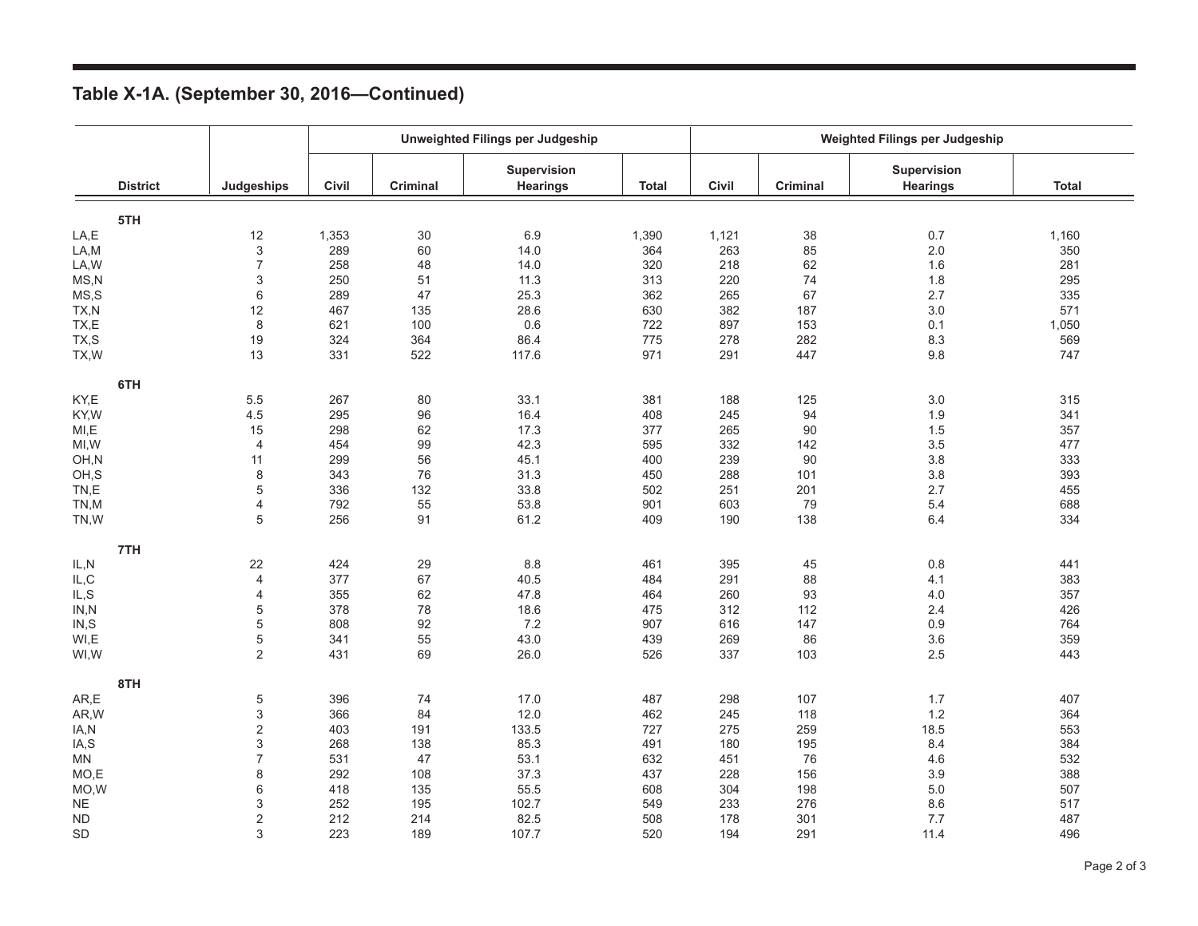## Table X-1A. (September 30, 2016—Continued)

| District | Judgeships | Unweighted Filings per Judgeship | | | | Weighted Filings per Judgeship | | | |
|---|---|---|---|---|---|---|---|---|---|
| | | Civil | Criminal | Supervision Hearings | Total | Civil | Criminal | Supervision Hearings | Total |
| **5TH** | | | | | | | | | |
| LA,E | 12 | 1,353 | 30 | 6.9 | 1,390 | 1,121 | 38 | 0.7 | 1,160 |
| LA,M | 3 | 289 | 60 | 14.0 | 364 | 263 | 85 | 2.0 | 350 |
| LA,W | 7 | 258 | 48 | 14.0 | 320 | 218 | 62 | 1.6 | 281 |
| MS,N | 3 | 250 | 51 | 11.3 | 313 | 220 | 74 | 1.8 | 295 |
| MS,S | 6 | 289 | 47 | 25.3 | 362 | 265 | 67 | 2.7 | 335 |
| TX,N | 12 | 467 | 135 | 28.6 | 630 | 382 | 187 | 3.0 | 571 |
| TX,E | 8 | 621 | 100 | 0.6 | 722 | 897 | 153 | 0.1 | 1,050 |
| TX,S | 19 | 324 | 364 | 86.4 | 775 | 278 | 282 | 8.3 | 569 |
| TX,W | 13 | 331 | 522 | 117.6 | 971 | 291 | 447 | 9.8 | 747 |
| **6TH** | | | | | | | | | |
| KY,E | 5.5 | 267 | 80 | 33.1 | 381 | 188 | 125 | 3.0 | 315 |
| KY,W | 4.5 | 295 | 96 | 16.4 | 408 | 245 | 94 | 1.9 | 341 |
| MI,E | 15 | 298 | 62 | 17.3 | 377 | 265 | 90 | 1.5 | 357 |
| MI,W | 4 | 454 | 99 | 42.3 | 595 | 332 | 142 | 3.5 | 477 |
| OH,N | 11 | 299 | 56 | 45.1 | 400 | 239 | 90 | 3.8 | 333 |
| OH,S | 8 | 343 | 76 | 31.3 | 450 | 288 | 101 | 3.8 | 393 |
| TN,E | 5 | 336 | 132 | 33.8 | 502 | 251 | 201 | 2.7 | 455 |
| TN,M | 4 | 792 | 55 | 53.8 | 901 | 603 | 79 | 5.4 | 688 |
| TN,W | 5 | 256 | 91 | 61.2 | 409 | 190 | 138 | 6.4 | 334 |
| **7TH** | | | | | | | | | |
| IL,N | 22 | 424 | 29 | 8.8 | 461 | 395 | 45 | 0.8 | 441 |
| IL,C | 4 | 377 | 67 | 40.5 | 484 | 291 | 88 | 4.1 | 383 |
| IL,S | 4 | 355 | 62 | 47.8 | 464 | 260 | 93 | 4.0 | 357 |
| IN,N | 5 | 378 | 78 | 18.6 | 475 | 312 | 112 | 2.4 | 426 |
| IN,S | 5 | 808 | 92 | 7.2 | 907 | 616 | 147 | 0.9 | 764 |
| WI,E | 5 | 341 | 55 | 43.0 | 439 | 269 | 86 | 3.6 | 359 |
| WI,W | 2 | 431 | 69 | 26.0 | 526 | 337 | 103 | 2.5 | 443 |
| **8TH** | | | | | | | | | |
| AR,E | 5 | 396 | 74 | 17.0 | 487 | 298 | 107 | 1.7 | 407 |
| AR,W | 3 | 366 | 84 | 12.0 | 462 | 245 | 118 | 1.2 | 364 |
| IA,N | 2 | 403 | 191 | 133.5 | 727 | 275 | 259 | 18.5 | 553 |
| IA,S | 3 | 268 | 138 | 85.3 | 491 | 180 | 195 | 8.4 | 384 |
| MN | 7 | 531 | 47 | 53.1 | 632 | 451 | 76 | 4.6 | 532 |
| MO,E | 8 | 292 | 108 | 37.3 | 437 | 228 | 156 | 3.9 | 388 |
| MO,W | 6 | 418 | 135 | 55.5 | 608 | 304 | 198 | 5.0 | 507 |
| NE | 3 | 252 | 195 | 102.7 | 549 | 233 | 276 | 8.6 | 517 |
| ND | 2 | 212 | 214 | 82.5 | 508 | 178 | 301 | 7.7 | 487 |
| SD | 3 | 223 | 189 | 107.7 | 520 | 194 | 291 | 11.4 | 496 |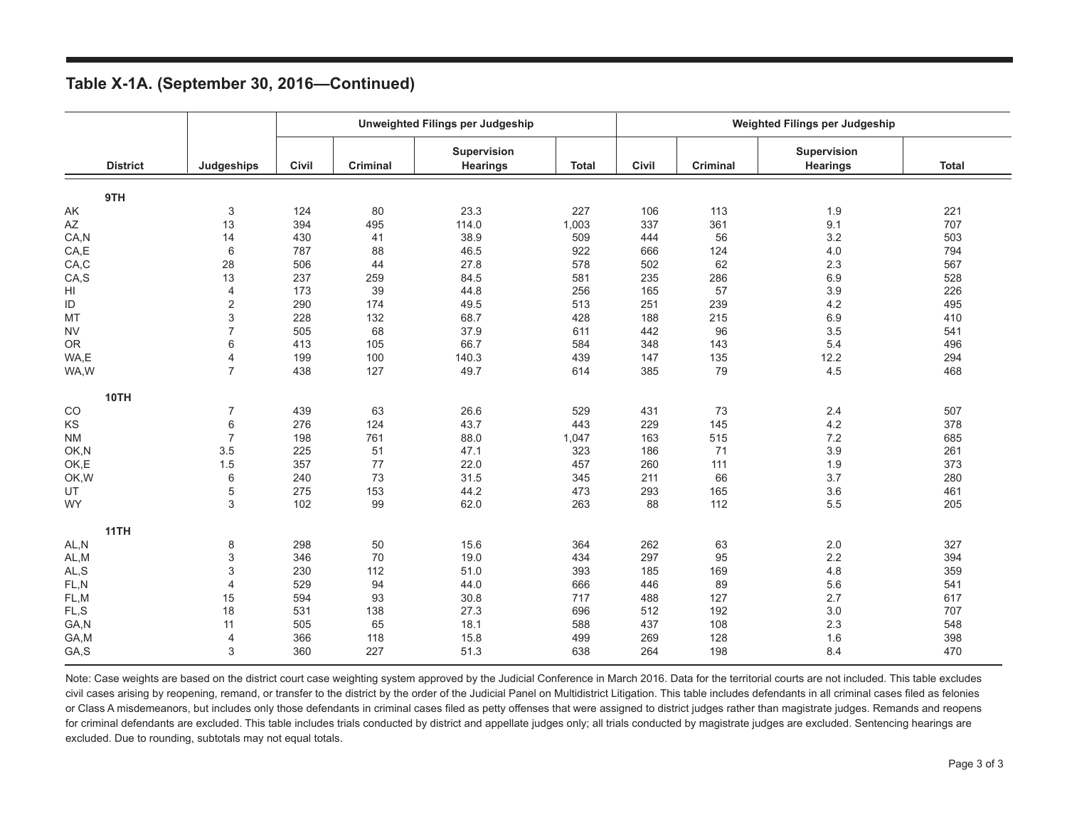## Table X-1A. (September 30, 2016—Continued)

| District | Judgeships | Unweighted Filings per Judgeship | | | | Weighted Filings per Judgeship | | | |
|---|---|---|---|---|---|---|---|---|---|
| | | Civil | Criminal | Supervision Hearings | Total | Civil | Criminal | Supervision Hearings | Total |
| **9TH** | | | | | | | | | |
| AK | 3 | 124 | 80 | 23.3 | 227 | 106 | 113 | 1.9 | 221 |
| AZ | 13 | 394 | 495 | 114.0 | 1,003 | 337 | 361 | 9.1 | 707 |
| CA,N | 14 | 430 | 41 | 38.9 | 509 | 444 | 56 | 3.2 | 503 |
| CA,E | 6 | 787 | 88 | 46.5 | 922 | 666 | 124 | 4.0 | 794 |
| CA,C | 28 | 506 | 44 | 27.8 | 578 | 502 | 62 | 2.3 | 567 |
| CA,S | 13 | 237 | 259 | 84.5 | 581 | 235 | 286 | 6.9 | 528 |
| HI | 4 | 173 | 39 | 44.8 | 256 | 165 | 57 | 3.9 | 226 |
| ID | 2 | 290 | 174 | 49.5 | 513 | 251 | 239 | 4.2 | 495 |
| MT | 3 | 228 | 132 | 68.7 | 428 | 188 | 215 | 6.9 | 410 |
| NV | 7 | 505 | 68 | 37.9 | 611 | 442 | 96 | 3.5 | 541 |
| OR | 6 | 413 | 105 | 66.7 | 584 | 348 | 143 | 5.4 | 496 |
| WA,E | 4 | 199 | 100 | 140.3 | 439 | 147 | 135 | 12.2 | 294 |
| WA,W | 7 | 438 | 127 | 49.7 | 614 | 385 | 79 | 4.5 | 468 |
| **10TH** | | | | | | | | | |
| CO | 7 | 439 | 63 | 26.6 | 529 | 431 | 73 | 2.4 | 507 |
| KS | 6 | 276 | 124 | 43.7 | 443 | 229 | 145 | 4.2 | 378 |
| NM | 7 | 198 | 761 | 88.0 | 1,047 | 163 | 515 | 7.2 | 685 |
| OK,N | 3.5 | 225 | 51 | 47.1 | 323 | 186 | 71 | 3.9 | 261 |
| OK,E | 1.5 | 357 | 77 | 22.0 | 457 | 260 | 111 | 1.9 | 373 |
| OK,W | 6 | 240 | 73 | 31.5 | 345 | 211 | 66 | 3.7 | 280 |
| UT | 5 | 275 | 153 | 44.2 | 473 | 293 | 165 | 3.6 | 461 |
| WY | 3 | 102 | 99 | 62.0 | 263 | 88 | 112 | 5.5 | 205 |
| **11TH** | | | | | | | | | |
| AL,N | 8 | 298 | 50 | 15.6 | 364 | 262 | 63 | 2.0 | 327 |
| AL,M | 3 | 346 | 70 | 19.0 | 434 | 297 | 95 | 2.2 | 394 |
| AL,S | 3 | 230 | 112 | 51.0 | 393 | 185 | 169 | 4.8 | 359 |
| FL,N | 4 | 529 | 94 | 44.0 | 666 | 446 | 89 | 5.6 | 541 |
| FL,M | 15 | 594 | 93 | 30.8 | 717 | 488 | 127 | 2.7 | 617 |
| FL,S | 18 | 531 | 138 | 27.3 | 696 | 512 | 192 | 3.0 | 707 |
| GA,N | 11 | 505 | 65 | 18.1 | 588 | 437 | 108 | 2.3 | 548 |
| GA,M | 4 | 366 | 118 | 15.8 | 499 | 269 | 128 | 1.6 | 398 |
| GA,S | 3 | 360 | 227 | 51.3 | 638 | 264 | 198 | 8.4 | 470 |

Note: Case weights are based on the district court case weighting system approved by the Judicial Conference in March 2016. Data for the territorial courts are not included. This table excludes civil cases arising by reopening, remand, or transfer to the district by the order of the Judicial Panel on Multidistrict Litigation. This table includes defendants in all criminal cases filed as felonies or Class A misdemeanors, but includes only those defendants in criminal cases filed as petty offenses that were assigned to district judges rather than magistrate judges. Remands and reopens for criminal defendants are excluded. This table includes trials conducted by district and appellate judges only; all trials conducted by magistrate judges are excluded. Sentencing hearings are excluded. Due to rounding, subtotals may not equal totals.